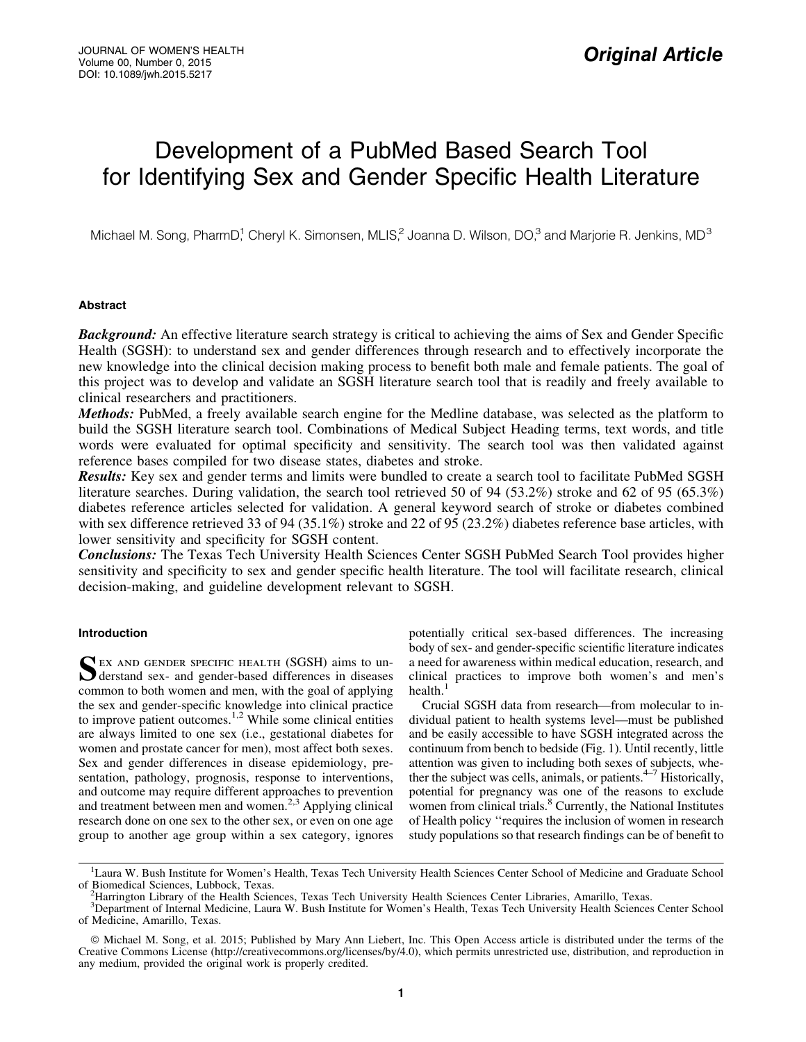Original Article

# Development of a PubMed Based Search Tool for Identifying Sex and Gender Specific Health Literature

Michael M. Song, PharmD,[1] Cheryl K. Simonsen, MLIS,[2] Joanna D. Wilson, DO,[3] and Marjorie R. Jenkins, MD[3]

## Abstract

***Background:*** An effective literature search strategy is critical to achieving the aims of Sex and Gender Specific Health (SGSH): to understand sex and gender differences through research and to effectively incorporate the new knowledge into the clinical decision making process to benefit both male and female patients. The goal of this project was to develop and validate an SGSH literature search tool that is readily and freely available to clinical researchers and practitioners.

***Methods:*** PubMed, a freely available search engine for the Medline database, was selected as the platform to build the SGSH literature search tool. Combinations of Medical Subject Heading terms, text words, and title words were evaluated for optimal specificity and sensitivity. The search tool was then validated against reference bases compiled for two disease states, diabetes and stroke.

***Results:*** Key sex and gender terms and limits were bundled to create a search tool to facilitate PubMed SGSH literature searches. During validation, the search tool retrieved 50 of 94 (53.2%) stroke and 62 of 95 (65.3%) diabetes reference articles selected for validation. A general keyword search of stroke or diabetes combined with sex difference retrieved 33 of 94 (35.1%) stroke and 22 of 95 (23.2%) diabetes reference base articles, with lower sensitivity and specificity for SGSH content.

***Conclusions:*** The Texas Tech University Health Sciences Center SGSH PubMed Search Tool provides higher sensitivity and specificity to sex and gender specific health literature. The tool will facilitate research, clinical decision-making, and guideline development relevant to SGSH.

## Introduction

Sex and gender specific health (SGSH) aims to understand sex- and gender-based differences in diseases common to both women and men, with the goal of applying the sex and gender-specific knowledge into clinical practice to improve patient outcomes.[1,2] While some clinical entities are always limited to one sex (i.e., gestational diabetes for women and prostate cancer for men), most affect both sexes. Sex and gender differences in disease epidemiology, presentation, pathology, prognosis, response to interventions, and outcome may require different approaches to prevention and treatment between men and women.[2,3] Applying clinical research done on one sex to the other sex, or even on one age group to another age group within a sex category, ignores potentially critical sex-based differences. The increasing body of sex- and gender-specific scientific literature indicates a need for awareness within medical education, research, and clinical practices to improve both women's and men's health.[1]

Crucial SGSH data from research—from molecular to individual patient to health systems level—must be published and be easily accessible to have SGSH integrated across the continuum from bench to bedside (Fig. 1). Until recently, little attention was given to including both sexes of subjects, whether the subject was cells, animals, or patients.[4–7] Historically, potential for pregnancy was one of the reasons to exclude women from clinical trials.[8] Currently, the National Institutes of Health policy "requires the inclusion of women in research study populations so that research findings can be of benefit to

[1]Laura W. Bush Institute for Women's Health, Texas Tech University Health Sciences Center School of Medicine and Graduate School of Biomedical Sciences, Lubbock, Texas.
[2]Harrington Library of the Health Sciences, Texas Tech University Health Sciences Center Libraries, Amarillo, Texas.
[3]Department of Internal Medicine, Laura W. Bush Institute for Women's Health, Texas Tech University Health Sciences Center School of Medicine, Amarillo, Texas.

© Michael M. Song, et al. 2015; Published by Mary Ann Liebert, Inc. This Open Access article is distributed under the terms of the Creative Commons License (http://creativecommons.org/licenses/by/4.0), which permits unrestricted use, distribution, and reproduction in any medium, provided the original work is properly credited.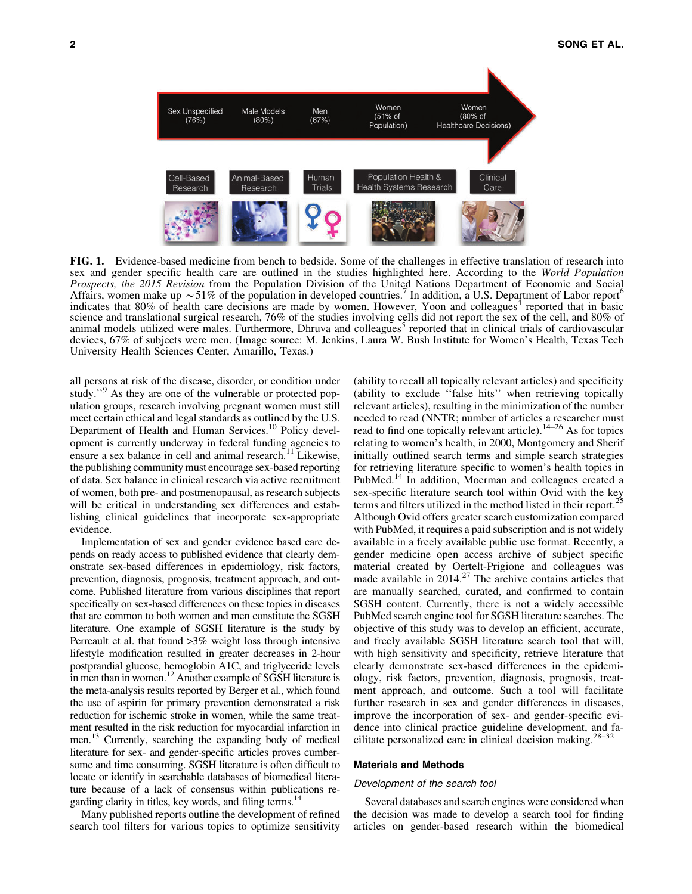FIG. 1. Evidence-based medicine from bench to bedside. Some of the challenges in effective translation of research into sex and gender specific health care are outlined in the studies highlighted here. According to the *World Population Prospects, the 2015 Revision* from the Population Division of the United Nations Department of Economic and Social Affairs, women make up ~51% of the population in developed countries.[7] In addition, a U.S. Department of Labor report[6] indicates that 80% of health care decisions are made by women. However, Yoon and colleagues[4] reported that in basic science and translational surgical research, 76% of the studies involving cells did not report the sex of the cell, and 80% of animal models utilized were males. Furthermore, Dhruva and colleagues[5] reported that in clinical trials of cardiovascular devices, 67% of subjects were men. (Image source: M. Jenkins, Laura W. Bush Institute for Women's Health, Texas Tech University Health Sciences Center, Amarillo, Texas.)

all persons at risk of the disease, disorder, or condition under study.''[9] As they are one of the vulnerable or protected population groups, research involving pregnant women must still meet certain ethical and legal standards as outlined by the U.S. Department of Health and Human Services.[10] Policy development is currently underway in federal funding agencies to ensure a sex balance in cell and animal research.[11] Likewise, the publishing community must encourage sex-based reporting of data. Sex balance in clinical research via active recruitment of women, both pre- and postmenopausal, as research subjects will be critical in understanding sex differences and establishing clinical guidelines that incorporate sex-appropriate evidence.

Implementation of sex and gender evidence based care depends on ready access to published evidence that clearly demonstrate sex-based differences in epidemiology, risk factors, prevention, diagnosis, prognosis, treatment approach, and outcome. Published literature from various disciplines that report specifically on sex-based differences on these topics in diseases that are common to both women and men constitute the SGSH literature. One example of SGSH literature is the study by Perreault et al. that found >3% weight loss through intensive lifestyle modification resulted in greater decreases in 2-hour postprandial glucose, hemoglobin A1C, and triglyceride levels in men than in women.[12] Another example of SGSH literature is the meta-analysis results reported by Berger et al., which found the use of aspirin for primary prevention demonstrated a risk reduction for ischemic stroke in women, while the same treatment resulted in the risk reduction for myocardial infarction in men.[13] Currently, searching the expanding body of medical literature for sex- and gender-specific articles proves cumbersome and time consuming. SGSH literature is often difficult to locate or identify in searchable databases of biomedical literature because of a lack of consensus within publications regarding clarity in titles, key words, and filing terms.[14]

Many published reports outline the development of refined search tool filters for various topics to optimize sensitivity (ability to recall all topically relevant articles) and specificity (ability to exclude ''false hits'' when retrieving topically relevant articles), resulting in the minimization of the number needed to read (NNTR; number of articles a researcher must read to find one topically relevant article).[14–26] As for topics relating to women's health, in 2000, Montgomery and Sherif initially outlined search terms and simple search strategies for retrieving literature specific to women's health topics in PubMed.[14] In addition, Moerman and colleagues created a sex-specific literature search tool within Ovid with the key terms and filters utilized in the method listed in their report.[25] Although Ovid offers greater search customization compared with PubMed, it requires a paid subscription and is not widely available in a freely available public use format. Recently, a gender medicine open access archive of subject specific material created by Oertelt-Prigione and colleagues was made available in 2014.[27] The archive contains articles that are manually searched, curated, and confirmed to contain SGSH content. Currently, there is not a widely accessible PubMed search engine tool for SGSH literature searches. The objective of this study was to develop an efficient, accurate, and freely available SGSH literature search tool that will, with high sensitivity and specificity, retrieve literature that clearly demonstrate sex-based differences in the epidemiology, risk factors, prevention, diagnosis, prognosis, treatment approach, and outcome. Such a tool will facilitate further research in sex and gender differences in diseases, improve the incorporation of sex- and gender-specific evidence into clinical practice guideline development, and facilitate personalized care in clinical decision making.[28–32]

## Materials and Methods

### *Development of the search tool*

Several databases and search engines were considered when the decision was made to develop a search tool for finding articles on gender-based research within the biomedical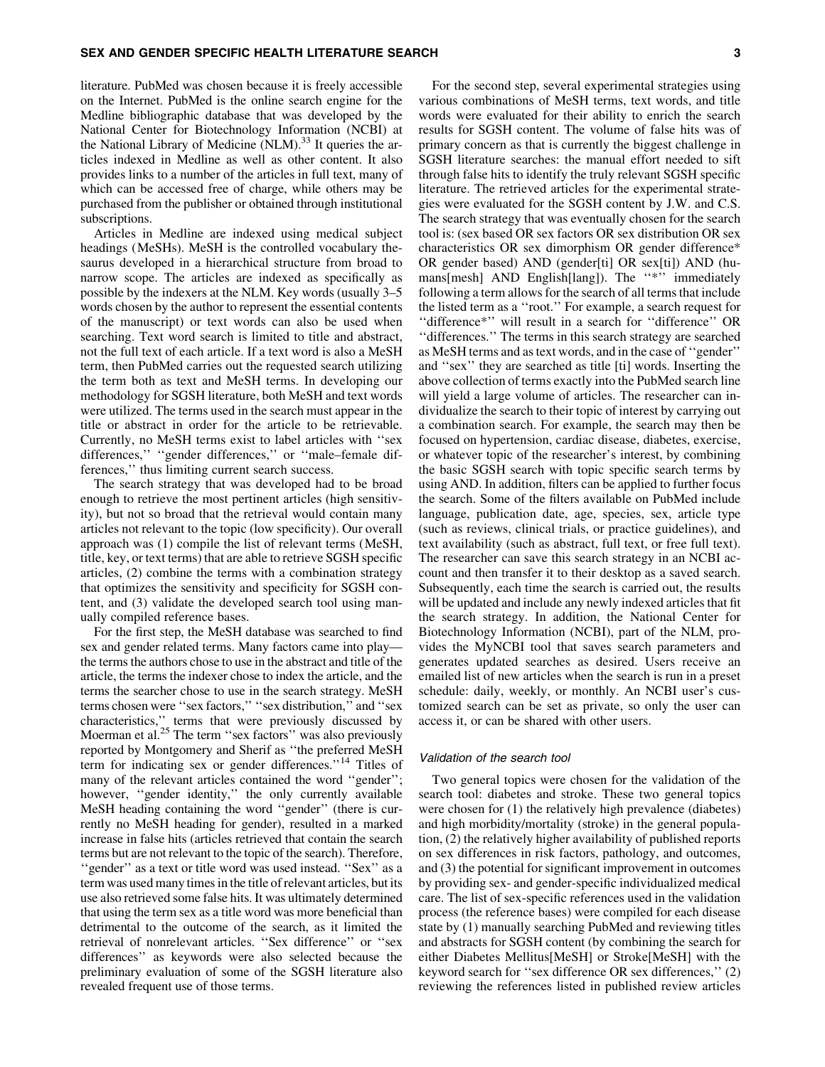literature. PubMed was chosen because it is freely accessible on the Internet. PubMed is the online search engine for the Medline bibliographic database that was developed by the National Center for Biotechnology Information (NCBI) at the National Library of Medicine (NLM).[33] It queries the articles indexed in Medline as well as other content. It also provides links to a number of the articles in full text, many of which can be accessed free of charge, while others may be purchased from the publisher or obtained through institutional subscriptions.

Articles in Medline are indexed using medical subject headings (MeSHs). MeSH is the controlled vocabulary thesaurus developed in a hierarchical structure from broad to narrow scope. The articles are indexed as specifically as possible by the indexers at the NLM. Key words (usually 3–5 words chosen by the author to represent the essential contents of the manuscript) or text words can also be used when searching. Text word search is limited to title and abstract, not the full text of each article. If a text word is also a MeSH term, then PubMed carries out the requested search utilizing the term both as text and MeSH terms. In developing our methodology for SGSH literature, both MeSH and text words were utilized. The terms used in the search must appear in the title or abstract in order for the article to be retrievable. Currently, no MeSH terms exist to label articles with ''sex differences,'' ''gender differences,'' or ''male–female differences,'' thus limiting current search success.

The search strategy that was developed had to be broad enough to retrieve the most pertinent articles (high sensitivity), but not so broad that the retrieval would contain many articles not relevant to the topic (low specificity). Our overall approach was (1) compile the list of relevant terms (MeSH, title, key, or text terms) that are able to retrieve SGSH specific articles, (2) combine the terms with a combination strategy that optimizes the sensitivity and specificity for SGSH content, and (3) validate the developed search tool using manually compiled reference bases.

For the first step, the MeSH database was searched to find sex and gender related terms. Many factors came into play—the terms the authors chose to use in the abstract and title of the article, the terms the indexer chose to index the article, and the terms the searcher chose to use in the search strategy. MeSH terms chosen were ''sex factors,'' ''sex distribution,'' and ''sex characteristics,'' terms that were previously discussed by Moerman et al.[25] The term ''sex factors'' was also previously reported by Montgomery and Sherif as ''the preferred MeSH term for indicating sex or gender differences.''[14] Titles of many of the relevant articles contained the word ''gender''; however, ''gender identity,'' the only currently available MeSH heading containing the word ''gender'' (there is currently no MeSH heading for gender), resulted in a marked increase in false hits (articles retrieved that contain the search terms but are not relevant to the topic of the search). Therefore, ''gender'' as a text or title word was used instead. ''Sex'' as a term was used many times in the title of relevant articles, but its use also retrieved some false hits. It was ultimately determined that using the term sex as a title word was more beneficial than detrimental to the outcome of the search, as it limited the retrieval of nonrelevant articles. ''Sex difference'' or ''sex differences'' as keywords were also selected because the preliminary evaluation of some of the SGSH literature also revealed frequent use of those terms.

For the second step, several experimental strategies using various combinations of MeSH terms, text words, and title words were evaluated for their ability to enrich the search results for SGSH content. The volume of false hits was of primary concern as that is currently the biggest challenge in SGSH literature searches: the manual effort needed to sift through false hits to identify the truly relevant SGSH specific literature. The retrieved articles for the experimental strategies were evaluated for the SGSH content by J.W. and C.S. The search strategy that was eventually chosen for the search tool is: (sex based OR sex factors OR sex distribution OR sex characteristics OR sex dimorphism OR gender difference* OR gender based) AND (gender[ti] OR sex[ti]) AND (humans[mesh] AND English[lang]). The ''*'' immediately following a term allows for the search of all terms that include the listed term as a ''root.'' For example, a search request for ''difference*'' will result in a search for ''difference'' OR ''differences.'' The terms in this search strategy are searched as MeSH terms and as text words, and in the case of ''gender'' and ''sex'' they are searched as title [ti] words. Inserting the above collection of terms exactly into the PubMed search line will yield a large volume of articles. The researcher can individualize the search to their topic of interest by carrying out a combination search. For example, the search may then be focused on hypertension, cardiac disease, diabetes, exercise, or whatever topic of the researcher's interest, by combining the basic SGSH search with topic specific search terms by using AND. In addition, filters can be applied to further focus the search. Some of the filters available on PubMed include language, publication date, age, species, sex, article type (such as reviews, clinical trials, or practice guidelines), and text availability (such as abstract, full text, or free full text). The researcher can save this search strategy in an NCBI account and then transfer it to their desktop as a saved search. Subsequently, each time the search is carried out, the results will be updated and include any newly indexed articles that fit the search strategy. In addition, the National Center for Biotechnology Information (NCBI), part of the NLM, provides the MyNCBI tool that saves search parameters and generates updated searches as desired. Users receive an emailed list of new articles when the search is run in a preset schedule: daily, weekly, or monthly. An NCBI user's customized search can be set as private, so only the user can access it, or can be shared with other users.

### *Validation of the search tool*

Two general topics were chosen for the validation of the search tool: diabetes and stroke. These two general topics were chosen for (1) the relatively high prevalence (diabetes) and high morbidity/mortality (stroke) in the general population, (2) the relatively higher availability of published reports on sex differences in risk factors, pathology, and outcomes, and (3) the potential for significant improvement in outcomes by providing sex- and gender-specific individualized medical care. The list of sex-specific references used in the validation process (the reference bases) were compiled for each disease state by (1) manually searching PubMed and reviewing titles and abstracts for SGSH content (by combining the search for either Diabetes Mellitus[MeSH] or Stroke[MeSH] with the keyword search for ''sex difference OR sex differences,'' (2) reviewing the references listed in published review articles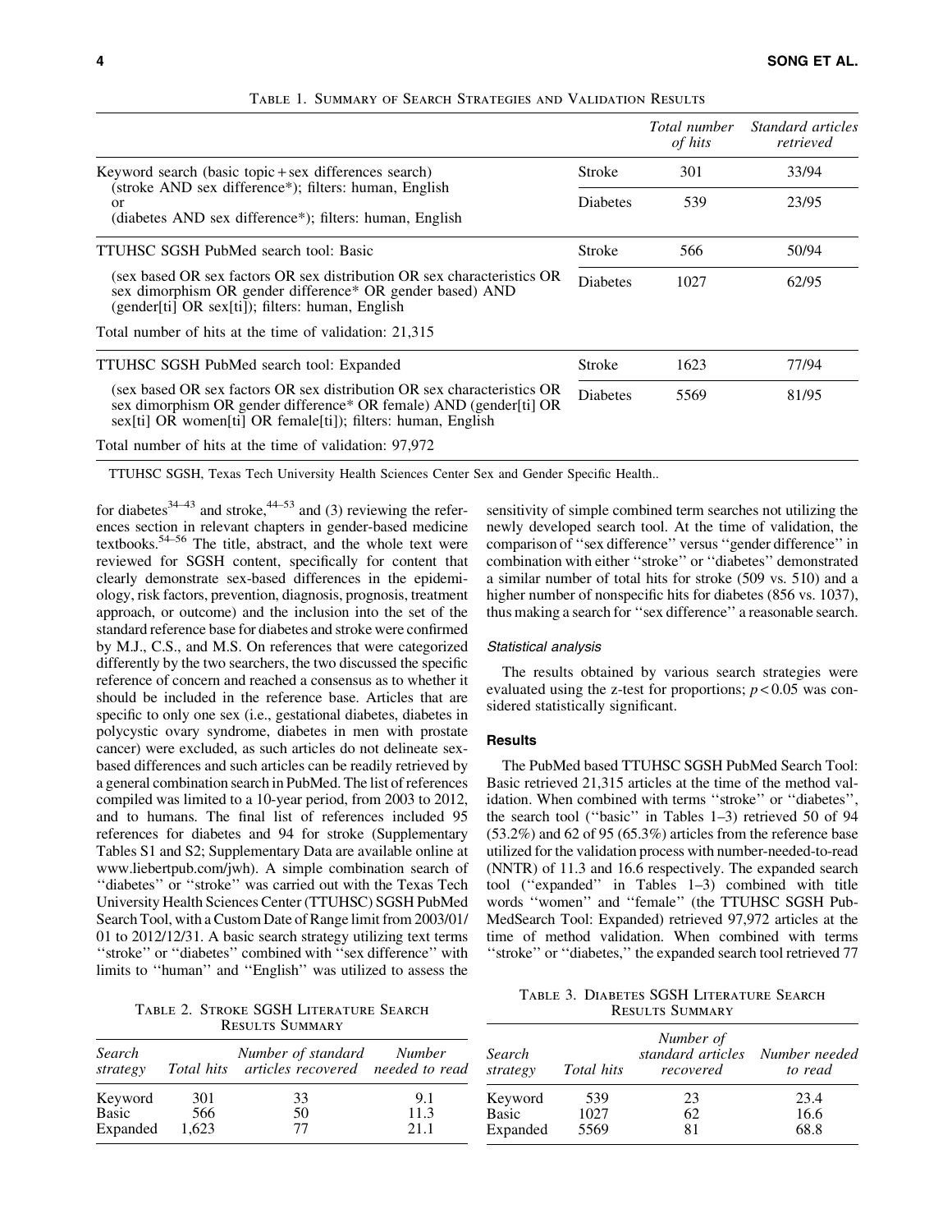Table 1. Summary of Search Strategies and Validation Results

| | | Total number of hits | Standard articles retrieved |
|---|---|---|---|
| Keyword search (basic topic + sex differences search) (stroke AND sex difference*); filters: human, English or (diabetes AND sex difference*); filters: human, English | Stroke | 301 | 33/94 |
| | Diabetes | 539 | 23/95 |
| TTUHSC SGSH PubMed search tool: Basic (sex based OR sex factors OR sex distribution OR sex characteristics OR sex dimorphism OR gender difference* OR gender based) AND (gender[ti] OR sex[ti]); filters: human, English | Stroke | 566 | 50/94 |
| Total number of hits at the time of validation: 21,315 | Diabetes | 1027 | 62/95 |
| TTUHSC SGSH PubMed search tool: Expanded (sex based OR sex factors OR sex distribution OR sex characteristics OR sex dimorphism OR gender difference* OR female) AND (gender[ti] OR sex[ti] OR women[ti] OR female[ti]); filters: human, English | Stroke | 1623 | 77/94 |
| Total number of hits at the time of validation: 97,972 | Diabetes | 5569 | 81/95 |

TTUHSC SGSH, Texas Tech University Health Sciences Center Sex and Gender Specific Health..

for diabetes[34–43] and stroke,[44–53] and (3) reviewing the references section in relevant chapters in gender-based medicine textbooks.[54–56] The title, abstract, and the whole text were reviewed for SGSH content, specifically for content that clearly demonstrate sex-based differences in the epidemiology, risk factors, prevention, diagnosis, prognosis, treatment approach, or outcome) and the inclusion into the set of the standard reference base for diabetes and stroke were confirmed by M.J., C.S., and M.S. On references that were categorized differently by the two searchers, the two discussed the specific reference of concern and reached a consensus as to whether it should be included in the reference base. Articles that are specific to only one sex (i.e., gestational diabetes, diabetes in polycystic ovary syndrome, diabetes in men with prostate cancer) were excluded, as such articles do not delineate sex-based differences and such articles can be readily retrieved by a general combination search in PubMed. The list of references compiled was limited to a 10-year period, from 2003 to 2012, and to humans. The final list of references included 95 references for diabetes and 94 for stroke (Supplementary Tables S1 and S2; Supplementary Data are available online at www.liebertpub.com/jwh). A simple combination search of ''diabetes'' or ''stroke'' was carried out with the Texas Tech University Health Sciences Center (TTUHSC) SGSH PubMed Search Tool, with a Custom Date of Range limit from 2003/01/01 to 2012/12/31. A basic search strategy utilizing text terms ''stroke'' or ''diabetes'' combined with ''sex difference'' with limits to ''human'' and ''English'' was utilized to assess the sensitivity of simple combined term searches not utilizing the newly developed search tool. At the time of validation, the comparison of ''sex difference'' versus ''gender difference'' in combination with either ''stroke'' or ''diabetes'' demonstrated a similar number of total hits for stroke (509 vs. 510) and a higher number of nonspecific hits for diabetes (856 vs. 1037), thus making a search for ''sex difference'' a reasonable search.

### Statistical analysis

The results obtained by various search strategies were evaluated using the z-test for proportions; $p < 0.05$ was considered statistically significant.

## Results

The PubMed based TTUHSC SGSH PubMed Search Tool: Basic retrieved 21,315 articles at the time of the method validation. When combined with terms ''stroke'' or ''diabetes'', the search tool (''basic'' in Tables 1–3) retrieved 50 of 94 (53.2%) and 62 of 95 (65.3%) articles from the reference base utilized for the validation process with number-needed-to-read (NNTR) of 11.3 and 16.6 respectively. The expanded search tool (''expanded'' in Tables 1–3) combined with title words ''women'' and ''female'' (the TTUHSC SGSH PubMedSearch Tool: Expanded) retrieved 97,972 articles at the time of method validation. When combined with terms ''stroke'' or ''diabetes,'' the expanded search tool retrieved 77

Table 2. Stroke SGSH Literature Search Results Summary

| Search strategy | Total hits | Number of standard articles recovered | Number needed to read |
|---|---|---|---|
| Keyword | 301 | 33 | 9.1 |
| Basic | 566 | 50 | 11.3 |
| Expanded | 1,623 | 77 | 21.1 |

Table 3. Diabetes SGSH Literature Search Results Summary

| Search strategy | Total hits | Number of standard articles recovered | Number needed to read |
|---|---|---|---|
| Keyword | 539 | 23 | 23.4 |
| Basic | 1027 | 62 | 16.6 |
| Expanded | 5569 | 81 | 68.8 |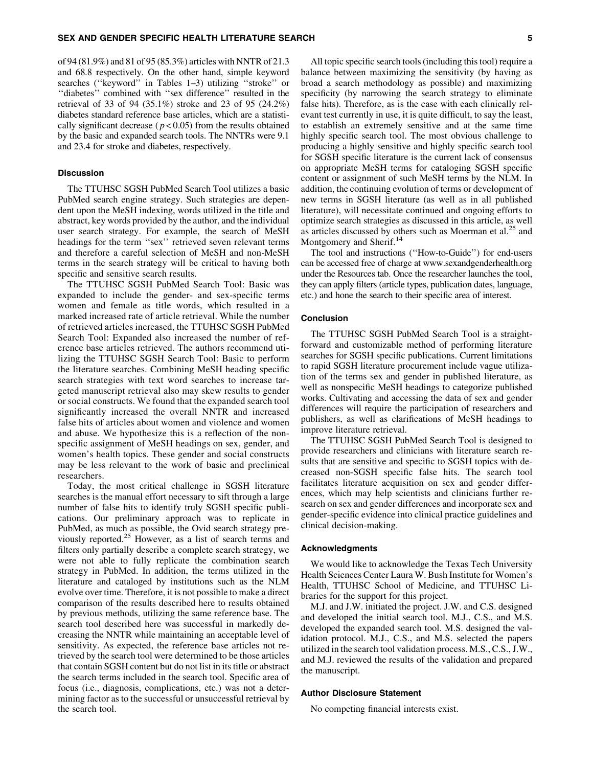of 94 (81.9%) and 81 of 95 (85.3%) articles with NNTR of 21.3 and 68.8 respectively. On the other hand, simple keyword searches (''keyword'' in Tables 1–3) utilizing ''stroke'' or ''diabetes'' combined with ''sex difference'' resulted in the retrieval of 33 of 94 (35.1%) stroke and 23 of 95 (24.2%) diabetes standard reference base articles, which are a statistically significant decrease ($p < 0.05$) from the results obtained by the basic and expanded search tools. The NNTRs were 9.1 and 23.4 for stroke and diabetes, respectively.

## Discussion

The TTUHSC SGSH PubMed Search Tool utilizes a basic PubMed search engine strategy. Such strategies are dependent upon the MeSH indexing, words utilized in the title and abstract, key words provided by the author, and the individual user search strategy. For example, the search of MeSH headings for the term ''sex'' retrieved seven relevant terms and therefore a careful selection of MeSH and non-MeSH terms in the search strategy will be critical to having both specific and sensitive search results.

The TTUHSC SGSH PubMed Search Tool: Basic was expanded to include the gender- and sex-specific terms women and female as title words, which resulted in a marked increased rate of article retrieval. While the number of retrieved articles increased, the TTUHSC SGSH PubMed Search Tool: Expanded also increased the number of reference base articles retrieved. The authors recommend utilizing the TTUHSC SGSH Search Tool: Basic to perform the literature searches. Combining MeSH heading specific search strategies with text word searches to increase targeted manuscript retrieval also may skew results to gender or social constructs. We found that the expanded search tool significantly increased the overall NNTR and increased false hits of articles about women and violence and women and abuse. We hypothesize this is a reflection of the nonspecific assignment of MeSH headings on sex, gender, and women's health topics. These gender and social constructs may be less relevant to the work of basic and preclinical researchers.

Today, the most critical challenge in SGSH literature searches is the manual effort necessary to sift through a large number of false hits to identify truly SGSH specific publications. Our preliminary approach was to replicate in PubMed, as much as possible, the Ovid search strategy previously reported.[25] However, as a list of search terms and filters only partially describe a complete search strategy, we were not able to fully replicate the combination search strategy in PubMed. In addition, the terms utilized in the literature and cataloged by institutions such as the NLM evolve over time. Therefore, it is not possible to make a direct comparison of the results described here to results obtained by previous methods, utilizing the same reference base. The search tool described here was successful in markedly decreasing the NNTR while maintaining an acceptable level of sensitivity. As expected, the reference base articles not retrieved by the search tool were determined to be those articles that contain SGSH content but do not list in its title or abstract the search terms included in the search tool. Specific area of focus (i.e., diagnosis, complications, etc.) was not a determining factor as to the successful or unsuccessful retrieval by the search tool.

All topic specific search tools (including this tool) require a balance between maximizing the sensitivity (by having as broad a search methodology as possible) and maximizing specificity (by narrowing the search strategy to eliminate false hits). Therefore, as is the case with each clinically relevant test currently in use, it is quite difficult, to say the least, to establish an extremely sensitive and at the same time highly specific search tool. The most obvious challenge to producing a highly sensitive and highly specific search tool for SGSH specific literature is the current lack of consensus on appropriate MeSH terms for cataloging SGSH specific content or assignment of such MeSH terms by the NLM. In addition, the continuing evolution of terms or development of new terms in SGSH literature (as well as in all published literature), will necessitate continued and ongoing efforts to optimize search strategies as discussed in this article, as well as articles discussed by others such as Moerman et al.[25] and Montgomery and Sherif.[14]

The tool and instructions (''How-to-Guide'') for end-users can be accessed free of charge at www.sexandgenderhealth.org under the Resources tab. Once the researcher launches the tool, they can apply filters (article types, publication dates, language, etc.) and hone the search to their specific area of interest.

## Conclusion

The TTUHSC SGSH PubMed Search Tool is a straightforward and customizable method of performing literature searches for SGSH specific publications. Current limitations to rapid SGSH literature procurement include vague utilization of the terms sex and gender in published literature, as well as nonspecific MeSH headings to categorize published works. Cultivating and accessing the data of sex and gender differences will require the participation of researchers and publishers, as well as clarifications of MeSH headings to improve literature retrieval.

The TTUHSC SGSH PubMed Search Tool is designed to provide researchers and clinicians with literature search results that are sensitive and specific to SGSH topics with decreased non-SGSH specific false hits. The search tool facilitates literature acquisition on sex and gender differences, which may help scientists and clinicians further research on sex and gender differences and incorporate sex and gender-specific evidence into clinical practice guidelines and clinical decision-making.

## Acknowledgments

We would like to acknowledge the Texas Tech University Health Sciences Center Laura W. Bush Institute for Women's Health, TTUHSC School of Medicine, and TTUHSC Libraries for the support for this project.

M.J. and J.W. initiated the project. J.W. and C.S. designed and developed the initial search tool. M.J., C.S., and M.S. developed the expanded search tool. M.S. designed the validation protocol. M.J., C.S., and M.S. selected the papers utilized in the search tool validation process. M.S., C.S., J.W., and M.J. reviewed the results of the validation and prepared the manuscript.

## Author Disclosure Statement

No competing financial interests exist.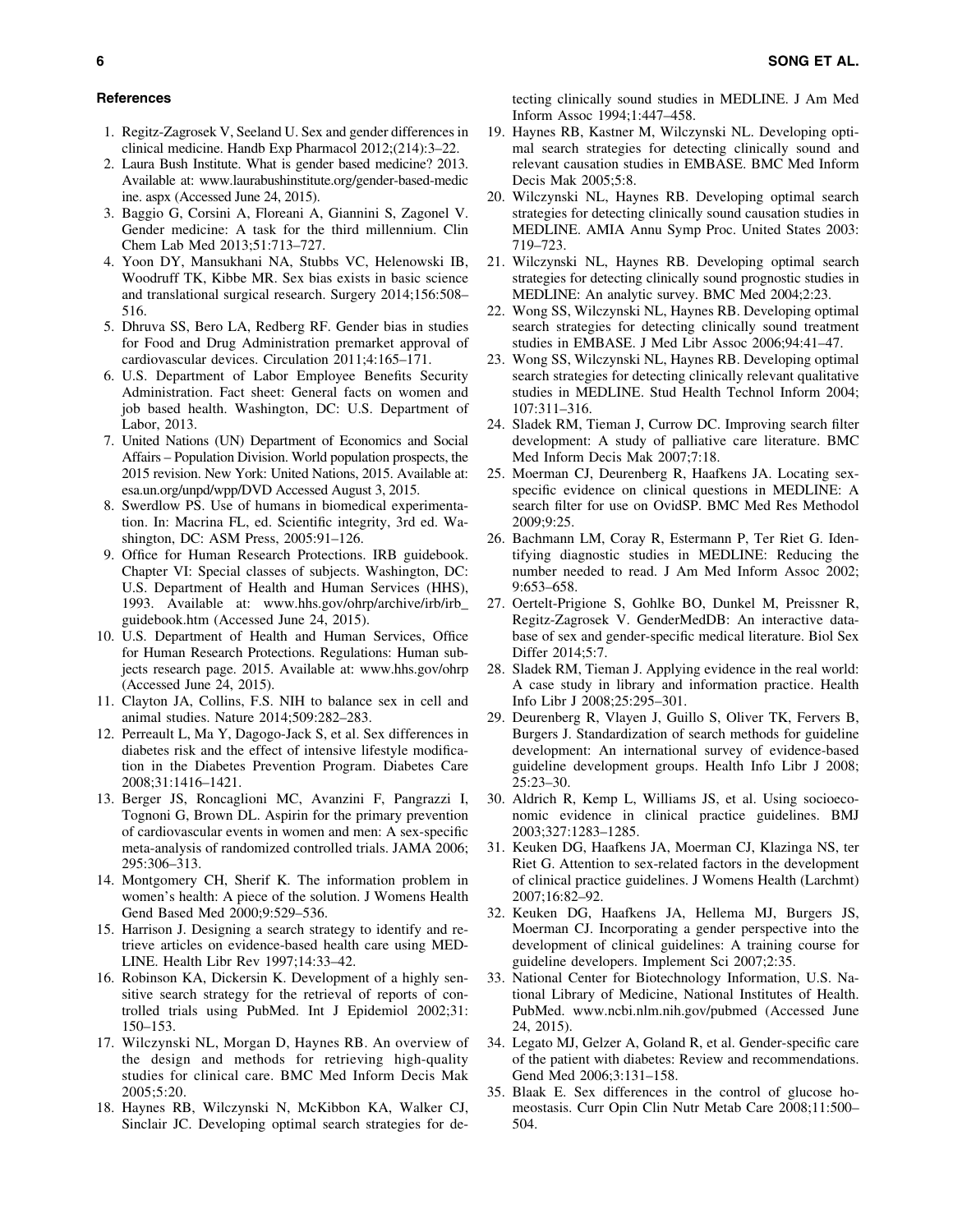## References

1. Regitz-Zagrosek V, Seeland U. Sex and gender differences in clinical medicine. Handb Exp Pharmacol 2012;(214):3–22.
2. Laura Bush Institute. What is gender based medicine? 2013. Available at: www.laurabushinstitute.org/gender-based-medicine. aspx (Accessed June 24, 2015).
3. Baggio G, Corsini A, Floreani A, Giannini S, Zagonel V. Gender medicine: A task for the third millennium. Clin Chem Lab Med 2013;51:713–727.
4. Yoon DY, Mansukhani NA, Stubbs VC, Helenowski IB, Woodruff TK, Kibbe MR. Sex bias exists in basic science and translational surgical research. Surgery 2014;156:508–516.
5. Dhruva SS, Bero LA, Redberg RF. Gender bias in studies for Food and Drug Administration premarket approval of cardiovascular devices. Circulation 2011;4:165–171.
6. U.S. Department of Labor Employee Benefits Security Administration. Fact sheet: General facts on women and job based health. Washington, DC: U.S. Department of Labor, 2013.
7. United Nations (UN) Department of Economics and Social Affairs – Population Division. World population prospects, the 2015 revision. New York: United Nations, 2015. Available at: esa.un.org/unpd/wpp/DVD Accessed August 3, 2015.
8. Swerdlow PS. Use of humans in biomedical experimentation. In: Macrina FL, ed. Scientific integrity, 3rd ed. Washington, DC: ASM Press, 2005:91–126.
9. Office for Human Research Protections. IRB guidebook. Chapter VI: Special classes of subjects. Washington, DC: U.S. Department of Health and Human Services (HHS), 1993. Available at: www.hhs.gov/ohrp/archive/irb/irb_guidebook.htm (Accessed June 24, 2015).
10. U.S. Department of Health and Human Services, Office for Human Research Protections. Regulations: Human subjects research page. 2015. Available at: www.hhs.gov/ohrp (Accessed June 24, 2015).
11. Clayton JA, Collins, F.S. NIH to balance sex in cell and animal studies. Nature 2014;509:282–283.
12. Perreault L, Ma Y, Dagogo-Jack S, et al. Sex differences in diabetes risk and the effect of intensive lifestyle modification in the Diabetes Prevention Program. Diabetes Care 2008;31:1416–1421.
13. Berger JS, Roncaglioni MC, Avanzini F, Pangrazzi I, Tognoni G, Brown DL. Aspirin for the primary prevention of cardiovascular events in women and men: A sex-specific meta-analysis of randomized controlled trials. JAMA 2006;295:306–313.
14. Montgomery CH, Sherif K. The information problem in women's health: A piece of the solution. J Womens Health Gend Based Med 2000;9:529–536.
15. Harrison J. Designing a search strategy to identify and retrieve articles on evidence-based health care using MEDLINE. Health Libr Rev 1997;14:33–42.
16. Robinson KA, Dickersin K. Development of a highly sensitive search strategy for the retrieval of reports of controlled trials using PubMed. Int J Epidemiol 2002;31:150–153.
17. Wilczynski NL, Morgan D, Haynes RB. An overview of the design and methods for retrieving high-quality studies for clinical care. BMC Med Inform Decis Mak 2005;5:20.
18. Haynes RB, Wilczynski N, McKibbon KA, Walker CJ, Sinclair JC. Developing optimal search strategies for detecting clinically sound studies in MEDLINE. J Am Med Inform Assoc 1994;1:447–458.
19. Haynes RB, Kastner M, Wilczynski NL. Developing optimal search strategies for detecting clinically sound and relevant causation studies in EMBASE. BMC Med Inform Decis Mak 2005;5:8.
20. Wilczynski NL, Haynes RB. Developing optimal search strategies for detecting clinically sound causation studies in MEDLINE. AMIA Annu Symp Proc. United States 2003:719–723.
21. Wilczynski NL, Haynes RB. Developing optimal search strategies for detecting clinically sound prognostic studies in MEDLINE: An analytic survey. BMC Med 2004;2:23.
22. Wong SS, Wilczynski NL, Haynes RB. Developing optimal search strategies for detecting clinically sound treatment studies in EMBASE. J Med Libr Assoc 2006;94:41–47.
23. Wong SS, Wilczynski NL, Haynes RB. Developing optimal search strategies for detecting clinically relevant qualitative studies in MEDLINE. Stud Health Technol Inform 2004;107:311–316.
24. Sladek RM, Tieman J, Currow DC. Improving search filter development: A study of palliative care literature. BMC Med Inform Decis Mak 2007;7:18.
25. Moerman CJ, Deurenberg R, Haafkens JA. Locating sex-specific evidence on clinical questions in MEDLINE: A search filter for use on OvidSP. BMC Med Res Methodol 2009;9:25.
26. Bachmann LM, Coray R, Estermann P, Ter Riet G. Identifying diagnostic studies in MEDLINE: Reducing the number needed to read. J Am Med Inform Assoc 2002;9:653–658.
27. Oertelt-Prigione S, Gohlke BO, Dunkel M, Preissner R, Regitz-Zagrosek V. GenderMedDB: An interactive database of sex and gender-specific medical literature. Biol Sex Differ 2014;5:7.
28. Sladek RM, Tieman J. Applying evidence in the real world: A case study in library and information practice. Health Info Libr J 2008;25:295–301.
29. Deurenberg R, Vlayen J, Guillo S, Oliver TK, Fervers B, Burgers J. Standardization of search methods for guideline development: An international survey of evidence-based guideline development groups. Health Info Libr J 2008;25:23–30.
30. Aldrich R, Kemp L, Williams JS, et al. Using socioeconomic evidence in clinical practice guidelines. BMJ 2003;327:1283–1285.
31. Keuken DG, Haafkens JA, Moerman CJ, Klazinga NS, ter Riet G. Attention to sex-related factors in the development of clinical practice guidelines. J Womens Health (Larchmt) 2007;16:82–92.
32. Keuken DG, Haafkens JA, Hellema MJ, Burgers JS, Moerman CJ. Incorporating a gender perspective into the development of clinical guidelines: A training course for guideline developers. Implement Sci 2007;2:35.
33. National Center for Biotechnology Information, U.S. National Library of Medicine, National Institutes of Health. PubMed. www.ncbi.nlm.nih.gov/pubmed (Accessed June 24, 2015).
34. Legato MJ, Gelzer A, Goland R, et al. Gender-specific care of the patient with diabetes: Review and recommendations. Gend Med 2006;3:131–158.
35. Blaak E. Sex differences in the control of glucose homeostasis. Curr Opin Clin Nutr Metab Care 2008;11:500–504.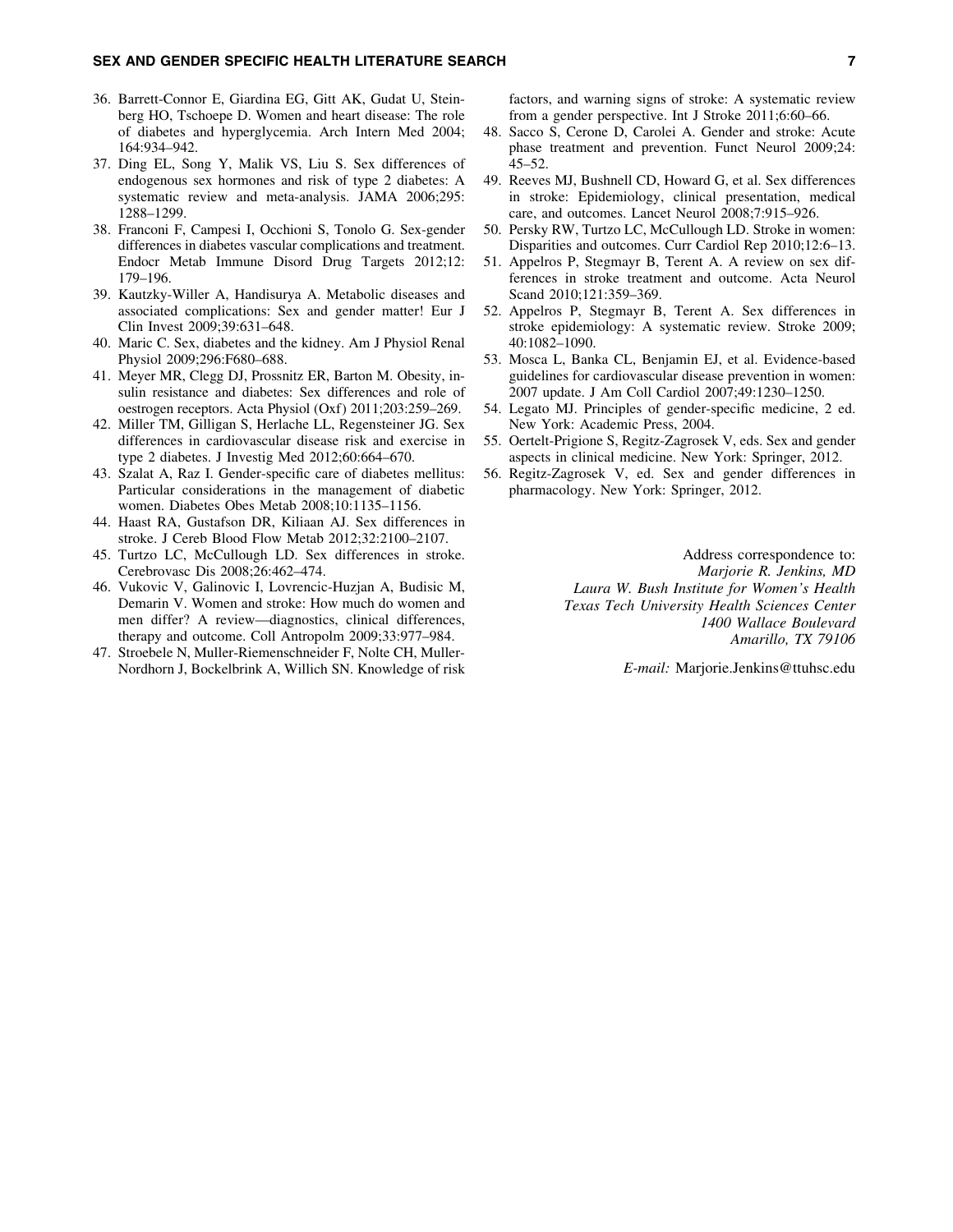36. Barrett-Connor E, Giardina EG, Gitt AK, Gudat U, Steinberg HO, Tschoepe D. Women and heart disease: The role of diabetes and hyperglycemia. Arch Intern Med 2004; 164:934–942.
37. Ding EL, Song Y, Malik VS, Liu S. Sex differences of endogenous sex hormones and risk of type 2 diabetes: A systematic review and meta-analysis. JAMA 2006;295: 1288–1299.
38. Franconi F, Campesi I, Occhioni S, Tonolo G. Sex-gender differences in diabetes vascular complications and treatment. Endocr Metab Immune Disord Drug Targets 2012;12: 179–196.
39. Kautzky-Willer A, Handisurya A. Metabolic diseases and associated complications: Sex and gender matter! Eur J Clin Invest 2009;39:631–648.
40. Maric C. Sex, diabetes and the kidney. Am J Physiol Renal Physiol 2009;296:F680–688.
41. Meyer MR, Clegg DJ, Prossnitz ER, Barton M. Obesity, insulin resistance and diabetes: Sex differences and role of oestrogen receptors. Acta Physiol (Oxf) 2011;203:259–269.
42. Miller TM, Gilligan S, Herlache LL, Regensteiner JG. Sex differences in cardiovascular disease risk and exercise in type 2 diabetes. J Investig Med 2012;60:664–670.
43. Szalat A, Raz I. Gender-specific care of diabetes mellitus: Particular considerations in the management of diabetic women. Diabetes Obes Metab 2008;10:1135–1156.
44. Haast RA, Gustafson DR, Kiliaan AJ. Sex differences in stroke. J Cereb Blood Flow Metab 2012;32:2100–2107.
45. Turtzo LC, McCullough LD. Sex differences in stroke. Cerebrovasc Dis 2008;26:462–474.
46. Vukovic V, Galinovic I, Lovrencic-Huzjan A, Budisic M, Demarin V. Women and stroke: How much do women and men differ? A review—diagnostics, clinical differences, therapy and outcome. Coll Antropolm 2009;33:977–984.
47. Stroebele N, Muller-Riemenschneider F, Nolte CH, Muller-Nordhorn J, Bockelbrink A, Willich SN. Knowledge of risk factors, and warning signs of stroke: A systematic review from a gender perspective. Int J Stroke 2011;6:60–66.
48. Sacco S, Cerone D, Carolei A. Gender and stroke: Acute phase treatment and prevention. Funct Neurol 2009;24: 45–52.
49. Reeves MJ, Bushnell CD, Howard G, et al. Sex differences in stroke: Epidemiology, clinical presentation, medical care, and outcomes. Lancet Neurol 2008;7:915–926.
50. Persky RW, Turtzo LC, McCullough LD. Stroke in women: Disparities and outcomes. Curr Cardiol Rep 2010;12:6–13.
51. Appelros P, Stegmayr B, Terent A. A review on sex differences in stroke treatment and outcome. Acta Neurol Scand 2010;121:359–369.
52. Appelros P, Stegmayr B, Terent A. Sex differences in stroke epidemiology: A systematic review. Stroke 2009; 40:1082–1090.
53. Mosca L, Banka CL, Benjamin EJ, et al. Evidence-based guidelines for cardiovascular disease prevention in women: 2007 update. J Am Coll Cardiol 2007;49:1230–1250.
54. Legato MJ. Principles of gender-specific medicine, 2 ed. New York: Academic Press, 2004.
55. Oertelt-Prigione S, Regitz-Zagrosek V, eds. Sex and gender aspects in clinical medicine. New York: Springer, 2012.
56. Regitz-Zagrosek V, ed. Sex and gender differences in pharmacology. New York: Springer, 2012.

Address correspondence to:
*Marjorie R. Jenkins, MD*
*Laura W. Bush Institute for Women's Health*
*Texas Tech University Health Sciences Center*
*1400 Wallace Boulevard*
*Amarillo, TX 79106*

*E-mail:* Marjorie.Jenkins@ttuhsc.edu